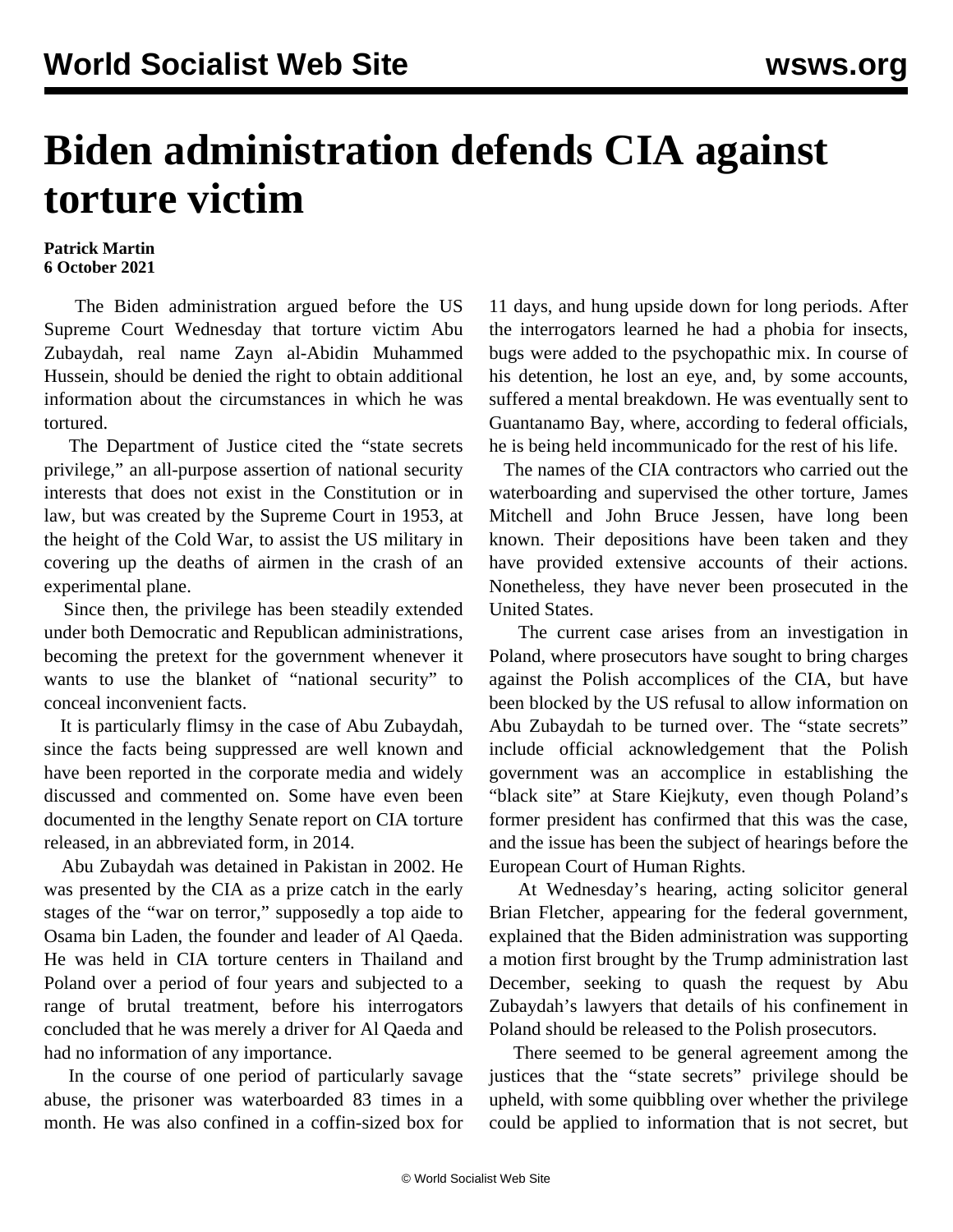# Biden administration defends CIA against torture victim

**Patrick Martin**
**6 October 2021**

The Biden administration argued before the US Supreme Court Wednesday that torture victim Abu Zubaydah, real name Zayn al-Abidin Muhammed Hussein, should be denied the right to obtain additional information about the circumstances in which he was tortured.

The Department of Justice cited the "state secrets privilege," an all-purpose assertion of national security interests that does not exist in the Constitution or in law, but was created by the Supreme Court in 1953, at the height of the Cold War, to assist the US military in covering up the deaths of airmen in the crash of an experimental plane.

Since then, the privilege has been steadily extended under both Democratic and Republican administrations, becoming the pretext for the government whenever it wants to use the blanket of "national security" to conceal inconvenient facts.

It is particularly flimsy in the case of Abu Zubaydah, since the facts being suppressed are well known and have been reported in the corporate media and widely discussed and commented on. Some have even been documented in the lengthy Senate report on CIA torture released, in an abbreviated form, in 2014.

Abu Zubaydah was detained in Pakistan in 2002. He was presented by the CIA as a prize catch in the early stages of the "war on terror," supposedly a top aide to Osama bin Laden, the founder and leader of Al Qaeda. He was held in CIA torture centers in Thailand and Poland over a period of four years and subjected to a range of brutal treatment, before his interrogators concluded that he was merely a driver for Al Qaeda and had no information of any importance.

In the course of one period of particularly savage abuse, the prisoner was waterboarded 83 times in a month. He was also confined in a coffin-sized box for 11 days, and hung upside down for long periods. After the interrogators learned he had a phobia for insects, bugs were added to the psychopathic mix. In course of his detention, he lost an eye, and, by some accounts, suffered a mental breakdown. He was eventually sent to Guantanamo Bay, where, according to federal officials, he is being held incommunicado for the rest of his life.

The names of the CIA contractors who carried out the waterboarding and supervised the other torture, James Mitchell and John Bruce Jessen, have long been known. Their depositions have been taken and they have provided extensive accounts of their actions. Nonetheless, they have never been prosecuted in the United States.

The current case arises from an investigation in Poland, where prosecutors have sought to bring charges against the Polish accomplices of the CIA, but have been blocked by the US refusal to allow information on Abu Zubaydah to be turned over. The "state secrets" include official acknowledgement that the Polish government was an accomplice in establishing the "black site" at Stare Kiejkuty, even though Poland's former president has confirmed that this was the case, and the issue has been the subject of hearings before the European Court of Human Rights.

At Wednesday's hearing, acting solicitor general Brian Fletcher, appearing for the federal government, explained that the Biden administration was supporting a motion first brought by the Trump administration last December, seeking to quash the request by Abu Zubaydah's lawyers that details of his confinement in Poland should be released to the Polish prosecutors.

There seemed to be general agreement among the justices that the "state secrets" privilege should be upheld, with some quibbling over whether the privilege could be applied to information that is not secret, but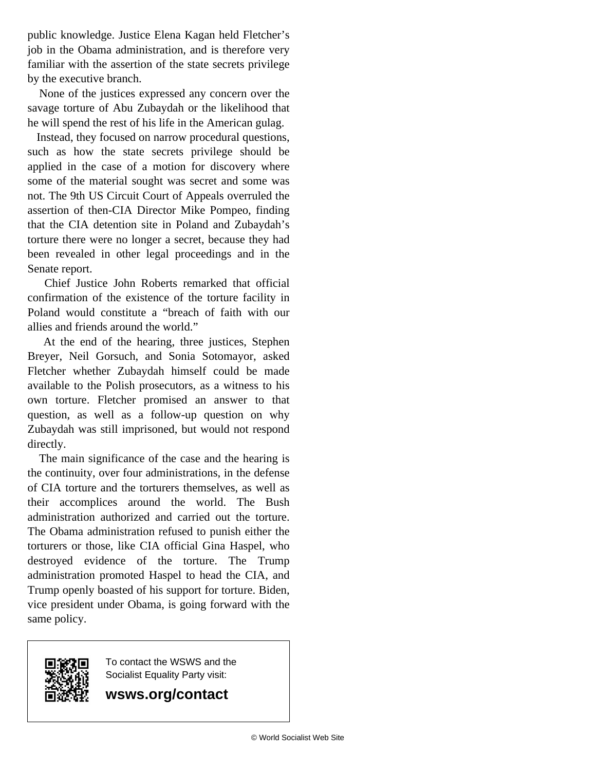public knowledge. Justice Elena Kagan held Fletcher's job in the Obama administration, and is therefore very familiar with the assertion of the state secrets privilege by the executive branch.

None of the justices expressed any concern over the savage torture of Abu Zubaydah or the likelihood that he will spend the rest of his life in the American gulag.

Instead, they focused on narrow procedural questions, such as how the state secrets privilege should be applied in the case of a motion for discovery where some of the material sought was secret and some was not. The 9th US Circuit Court of Appeals overruled the assertion of then-CIA Director Mike Pompeo, finding that the CIA detention site in Poland and Zubaydah's torture there were no longer a secret, because they had been revealed in other legal proceedings and in the Senate report.

Chief Justice John Roberts remarked that official confirmation of the existence of the torture facility in Poland would constitute a "breach of faith with our allies and friends around the world."

At the end of the hearing, three justices, Stephen Breyer, Neil Gorsuch, and Sonia Sotomayor, asked Fletcher whether Zubaydah himself could be made available to the Polish prosecutors, as a witness to his own torture. Fletcher promised an answer to that question, as well as a follow-up question on why Zubaydah was still imprisoned, but would not respond directly.

The main significance of the case and the hearing is the continuity, over four administrations, in the defense of CIA torture and the torturers themselves, as well as their accomplices around the world. The Bush administration authorized and carried out the torture. The Obama administration refused to punish either the torturers or those, like CIA official Gina Haspel, who destroyed evidence of the torture. The Trump administration promoted Haspel to head the CIA, and Trump openly boasted of his support for torture. Biden, vice president under Obama, is going forward with the same policy.

To contact the WSWS and the Socialist Equality Party visit:

**wsws.org/contact**